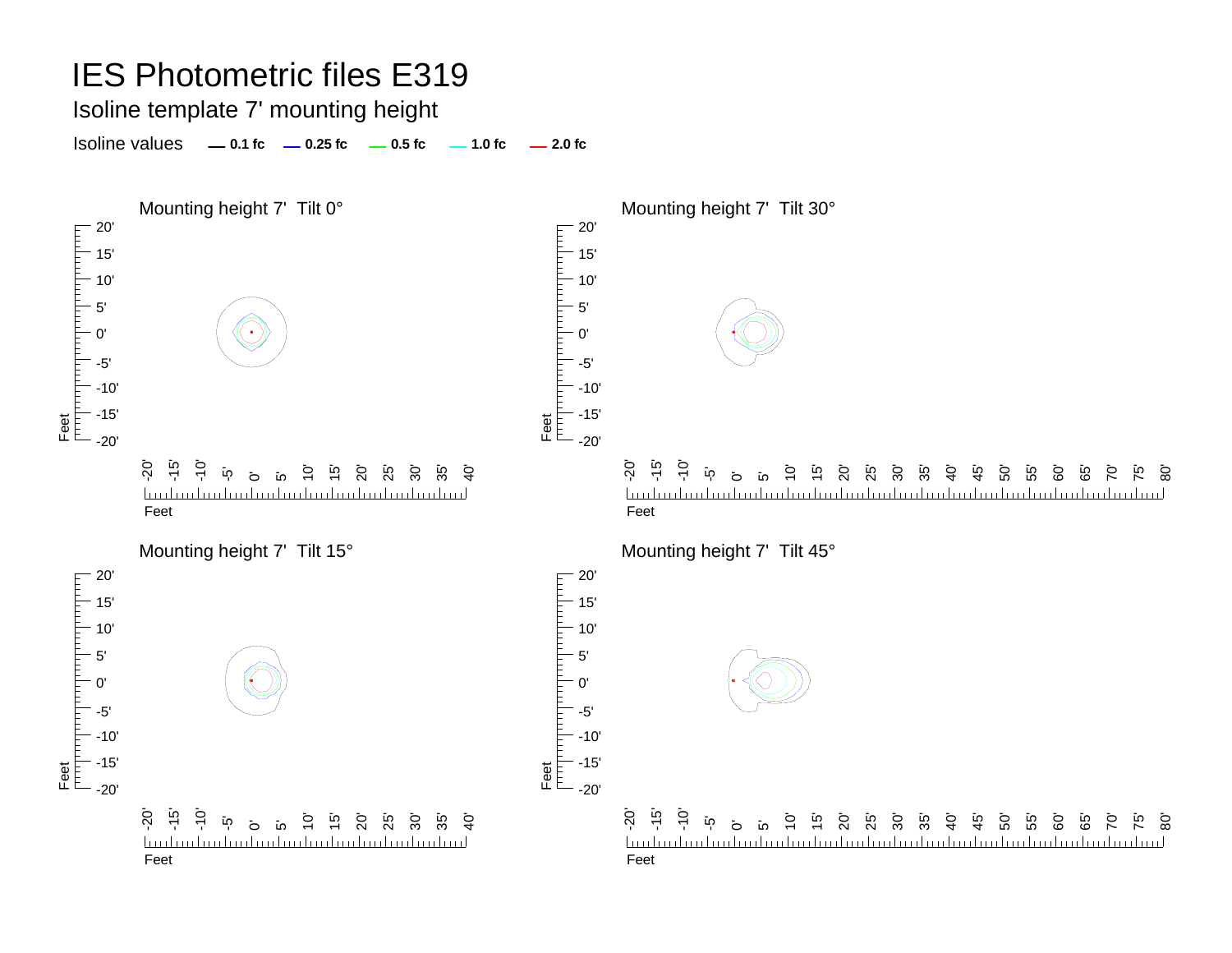# IES Photometric files E319

## Isoline template 7' mounting height

Isoline values — 0.1 fc — 0.25 fc — 0.5 fc — 1.0 fc — 2.0 fc

Mounting height 7' Tilt 0°

Mounting height 7' Tilt 30°

Mounting height 7' Tilt 15°

Mounting height 7' Tilt 45°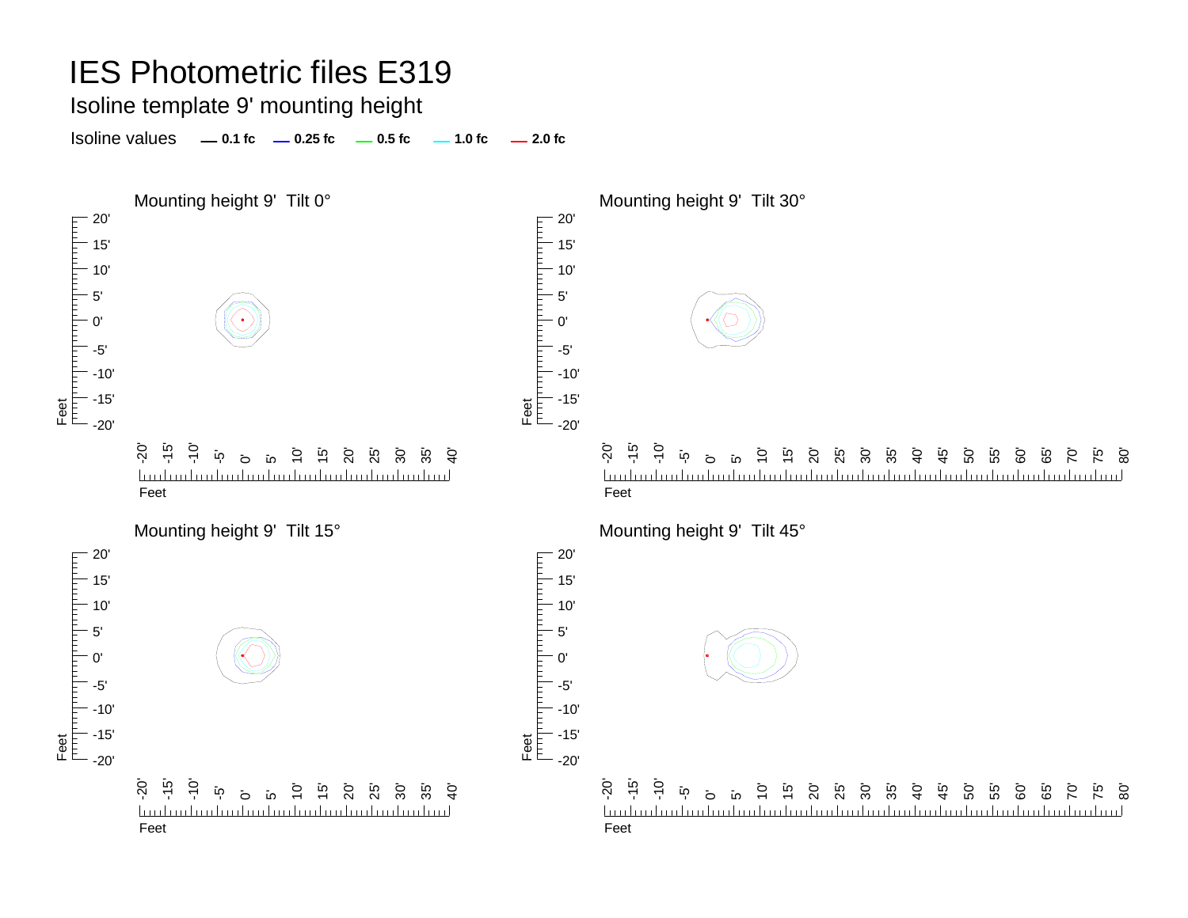# IES Photometric files E319

## Isoline template 9' mounting height

Isoline values — **0.1 fc** — **0.25 fc** — **0.5 fc** — **1.0 fc** — **2.0 fc**

Mounting height 9' Tilt 0°

Mounting height 9' Tilt 30°

Mounting height 9' Tilt 15°

Mounting height 9' Tilt 45°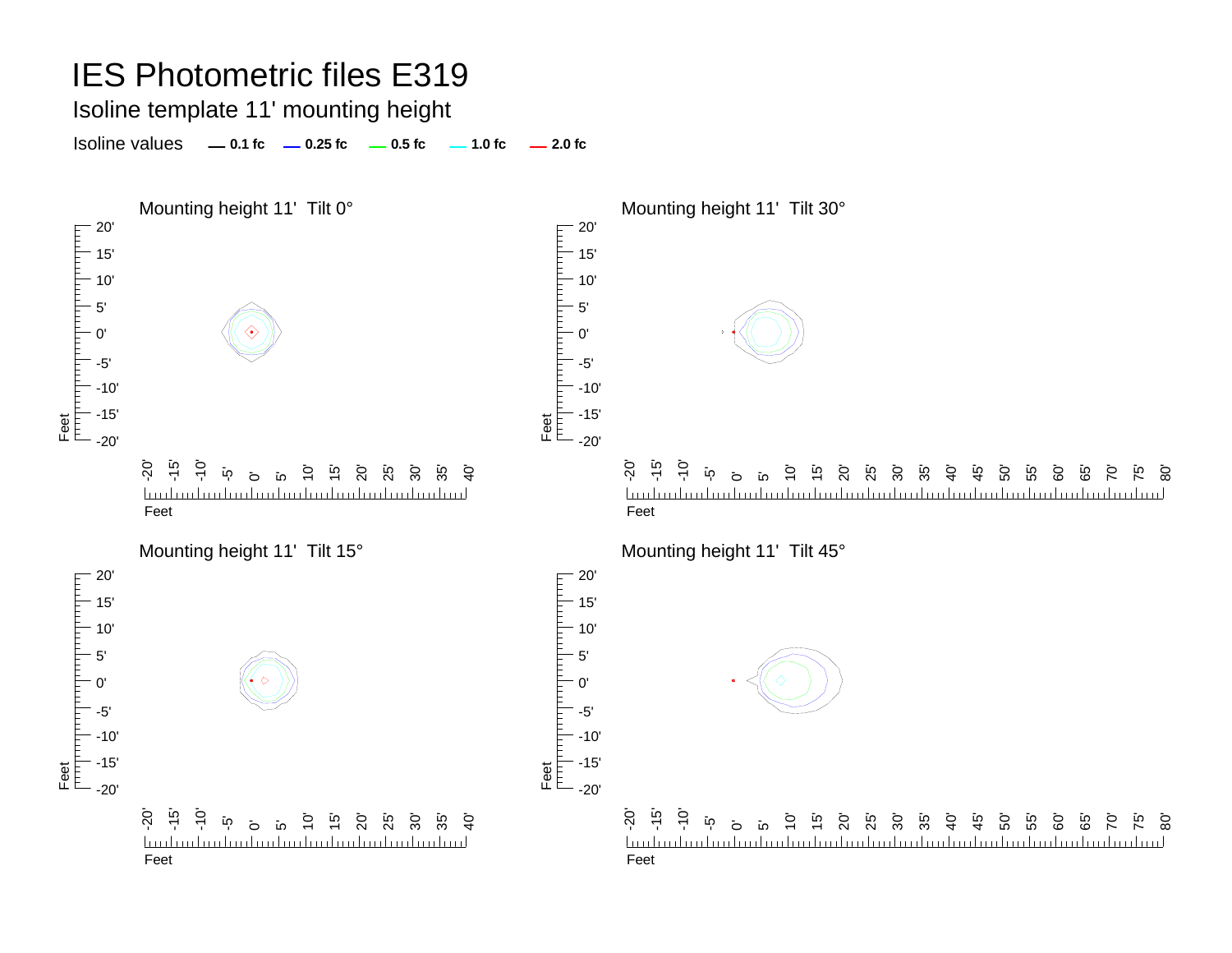# IES Photometric files E319

Isoline template 11' mounting height

Isoline values — 0.1 fc — 0.25 fc — 0.5 fc — 1.0 fc — 2.0 fc

Mounting height 11' Tilt 0°

Mounting height 11' Tilt 30°

Mounting height 11' Tilt 15°

Mounting height 11' Tilt 45°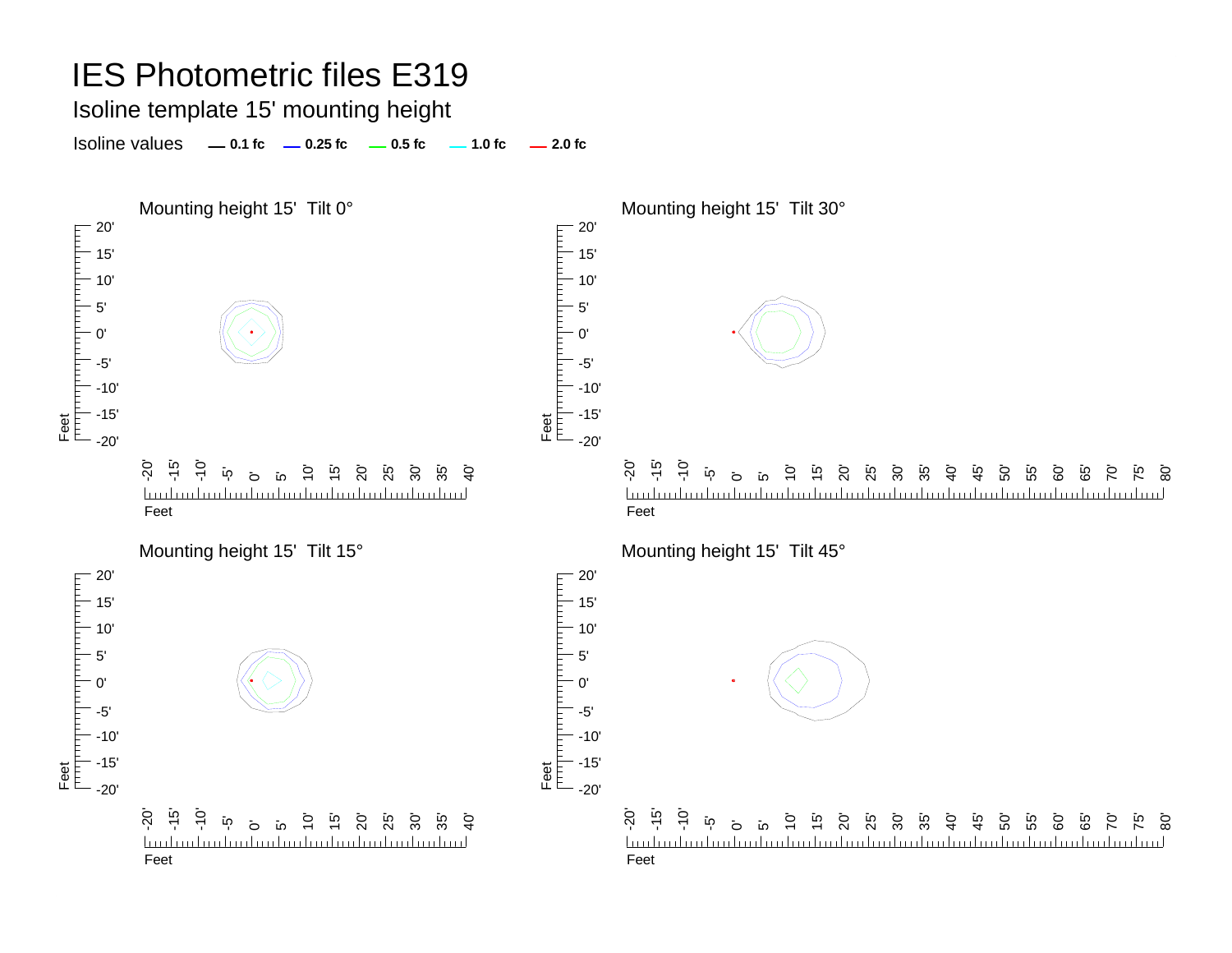# IES Photometric files E319

## Isoline template 15' mounting height

Isoline values — **0.1 fc** — **0.25 fc** — **0.5 fc** — **1.0 fc** — **2.0 fc**

### Mounting height 15' Tilt 0°

Feet: 20', 15', 10', 5', 0', -5', -10', -15', -20'

Feet: -20', -15', -10', -5', 0', 5', 10', 15', 20', 25', 30', 35', 40'

### Mounting height 15' Tilt 30°

Feet: 20', 15', 10', 5', 0', -5', -10', -15', -20'

Feet: -20', -15', -10', -5', 0', 5', 10', 15', 20', 25', 30', 35', 40', 45', 50', 55', 60', 65', 70', 75', 80'

### Mounting height 15' Tilt 15°

Feet: 20', 15', 10', 5', 0', -5', -10', -15', -20'

Feet: -20', -15', -10', -5', 0', 5', 10', 15', 20', 25', 30', 35', 40'

### Mounting height 15' Tilt 45°

Feet: 20', 15', 10', 5', 0', -5', -10', -15', -20'

Feet: -20', -15', -10', -5', 0', 5', 10', 15', 20', 25', 30', 35', 40', 45', 50', 55', 60', 65', 70', 75', 80'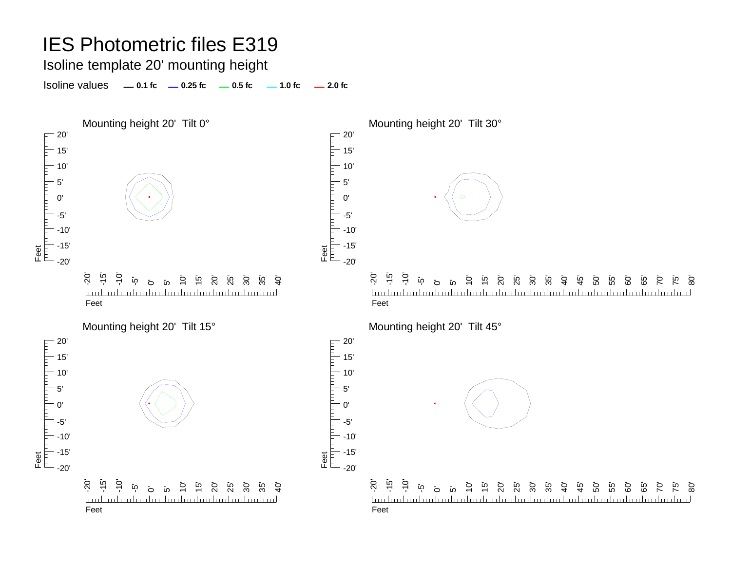# IES Photometric files E319

## Isoline template 20' mounting height

Isoline values — 0.1 fc — 0.25 fc — 0.5 fc — 1.0 fc — 2.0 fc

### Mounting height 20' Tilt 0°

### Mounting height 20' Tilt 30°

### Mounting height 20' Tilt 15°

### Mounting height 20' Tilt 45°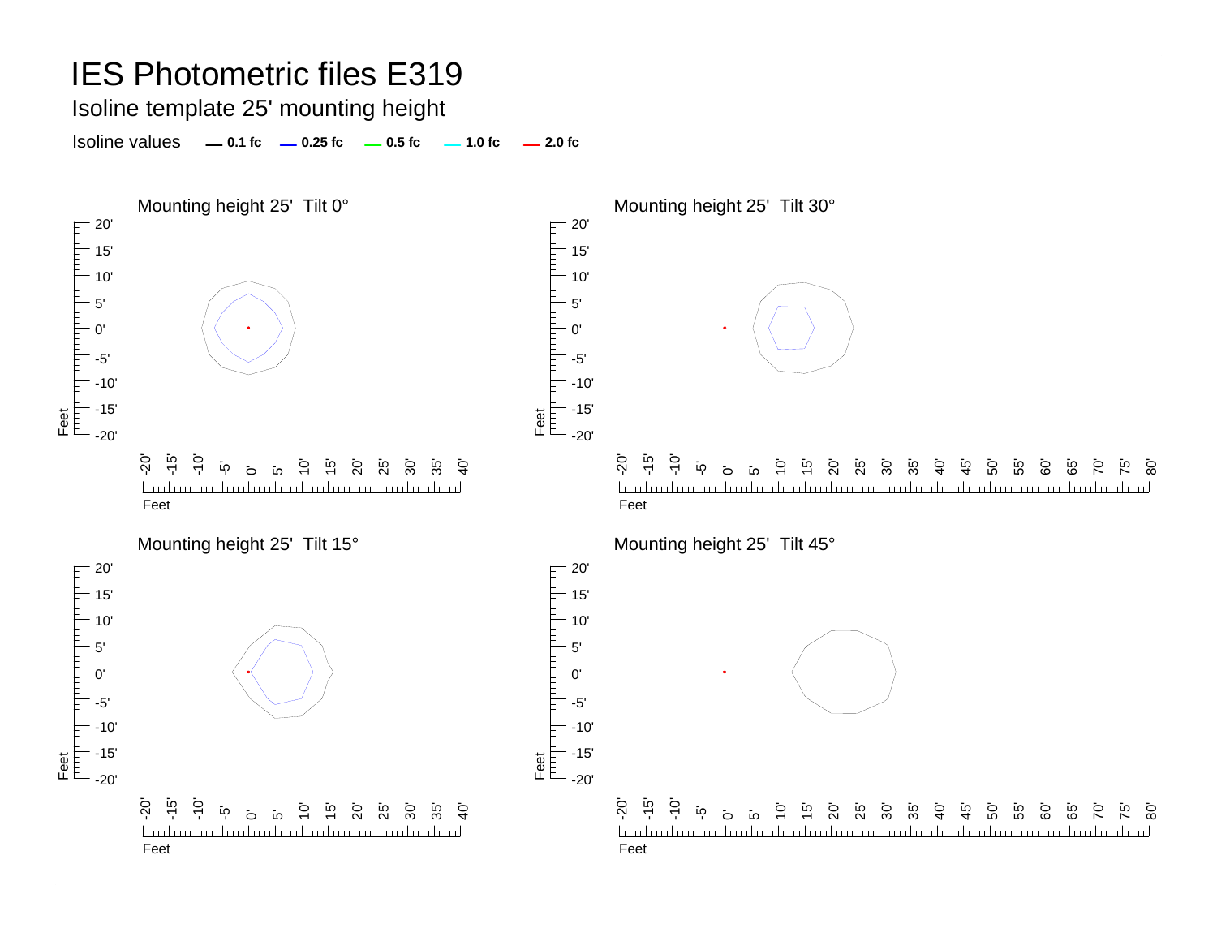# IES Photometric files E319

## Isoline template 25' mounting height

Isoline values — 0.1 fc — 0.25 fc — 0.5 fc — 1.0 fc — 2.0 fc

Mounting height 25' Tilt 0°

Mounting height 25' Tilt 30°

Mounting height 25' Tilt 15°

Mounting height 25' Tilt 45°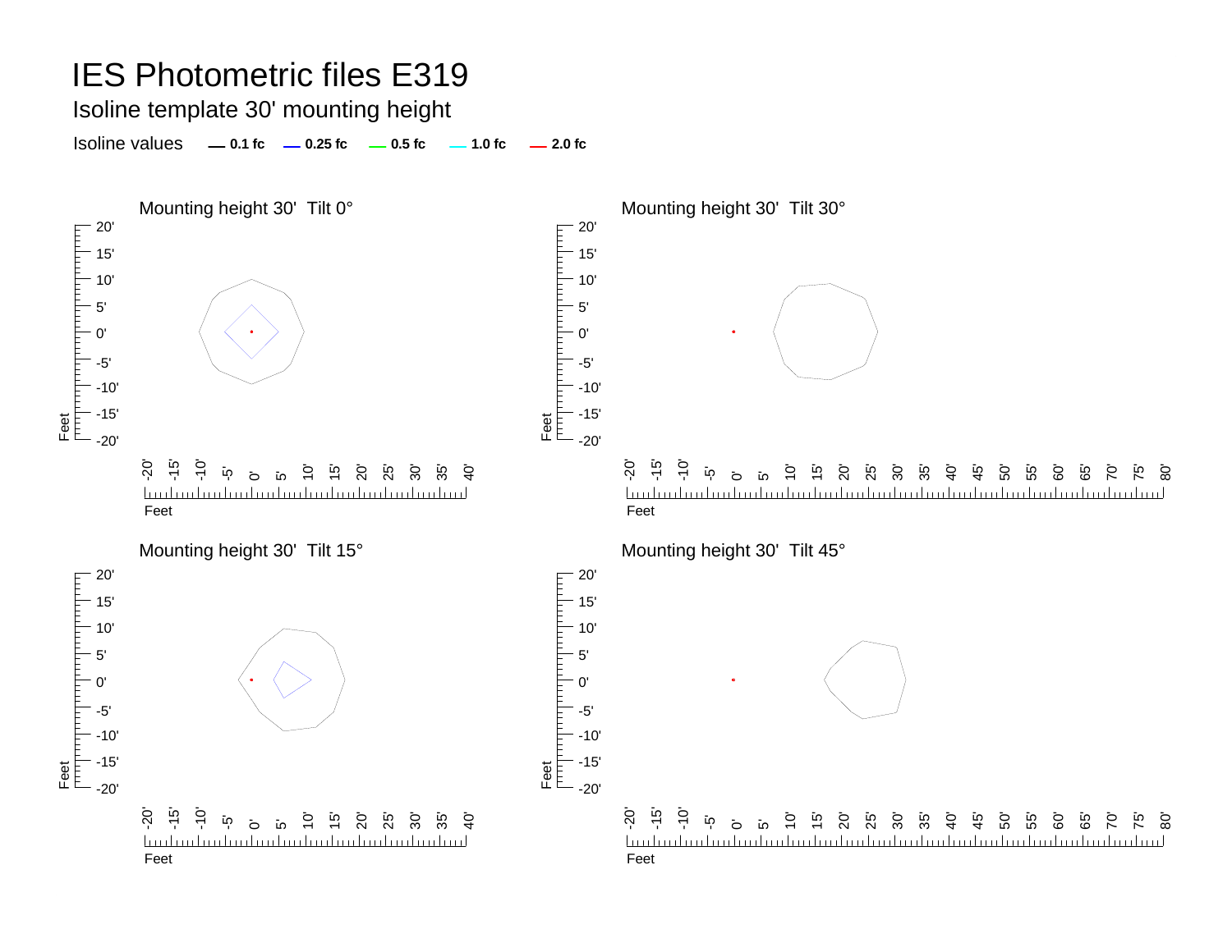# IES Photometric files E319

## Isoline template 30' mounting height

Isoline values — 0.1 fc — 0.25 fc — 0.5 fc — 1.0 fc — 2.0 fc

Mounting height 30' Tilt 0°

20' 15' 10' 5' 0' -5' -10' -15' -20'

Feet

-20' -15' -10' -5' 0' 5' 10' 15' 20' 25' 30' 35' 40'

Feet

Mounting height 30' Tilt 30°

20' 15' 10' 5' 0' -5' -10' -15' -20'

Feet

-20' -15' -10' -5' 0' 5' 10' 15' 20' 25' 30' 35' 40' 45' 50' 55' 60' 65' 70' 75' 80'

Feet

Mounting height 30' Tilt 15°

20' 15' 10' 5' 0' -5' -10' -15' -20'

Feet

-20' -15' -10' -5' 0' 5' 10' 15' 20' 25' 30' 35' 40'

Feet

Mounting height 30' Tilt 45°

20' 15' 10' 5' 0' -5' -10' -15' -20'

Feet

-20' -15' -10' -5' 0' 5' 10' 15' 20' 25' 30' 35' 40' 45' 50' 55' 60' 65' 70' 75' 80'

Feet